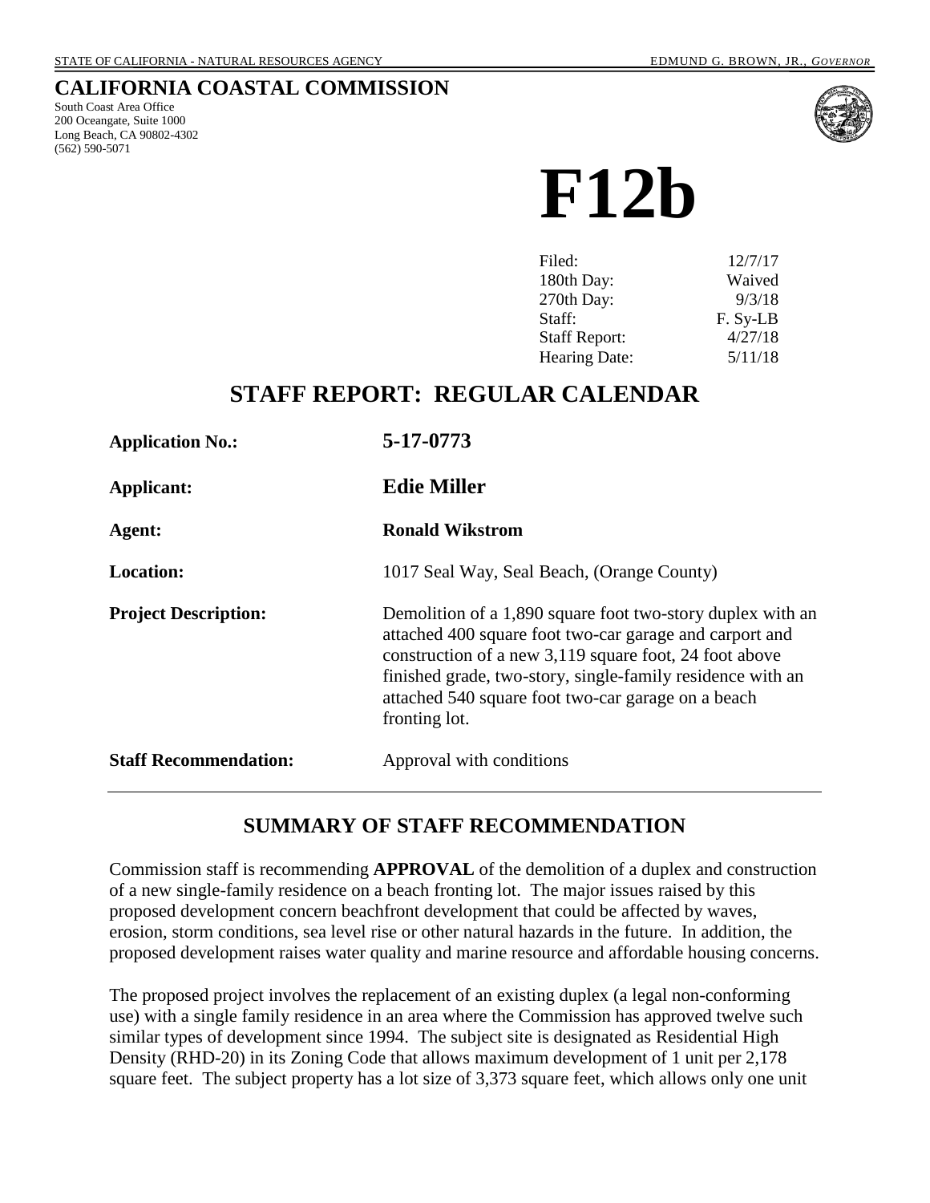STATE OF CALIFORNIA - NATURAL RESOURCES AGENCY EDMUND G. BROWN, JR., *GOVERNOR*

## CALIFORNIA COASTAL COMMISSION

South Coast Area Office
200 Oceangate, Suite 1000
Long Beach, CA 90802-4302
(562) 590-5071

# F12b

| | |
|---|---|
| Filed: | 12/7/17 |
| 180th Day: | Waived |
| 270th Day: | 9/3/18 |
| Staff: | F. Sy-LB |
| Staff Report: | 4/27/18 |
| Hearing Date: | 5/11/18 |

# STAFF REPORT: REGULAR CALENDAR

**Application No.:** **5-17-0773**

**Applicant:** **Edie Miller**

**Agent:** **Ronald Wikstrom**

**Location:** 1017 Seal Way, Seal Beach, (Orange County)

**Project Description:** Demolition of a 1,890 square foot two-story duplex with an attached 400 square foot two-car garage and carport and construction of a new 3,119 square foot, 24 foot above finished grade, two-story, single-family residence with an attached 540 square foot two-car garage on a beach fronting lot.

**Staff Recommendation:** Approval with conditions

## SUMMARY OF STAFF RECOMMENDATION

Commission staff is recommending **APPROVAL** of the demolition of a duplex and construction of a new single-family residence on a beach fronting lot. The major issues raised by this proposed development concern beachfront development that could be affected by waves, erosion, storm conditions, sea level rise or other natural hazards in the future. In addition, the proposed development raises water quality and marine resource and affordable housing concerns.

The proposed project involves the replacement of an existing duplex (a legal non-conforming use) with a single family residence in an area where the Commission has approved twelve such similar types of development since 1994. The subject site is designated as Residential High Density (RHD-20) in its Zoning Code that allows maximum development of 1 unit per 2,178 square feet. The subject property has a lot size of 3,373 square feet, which allows only one unit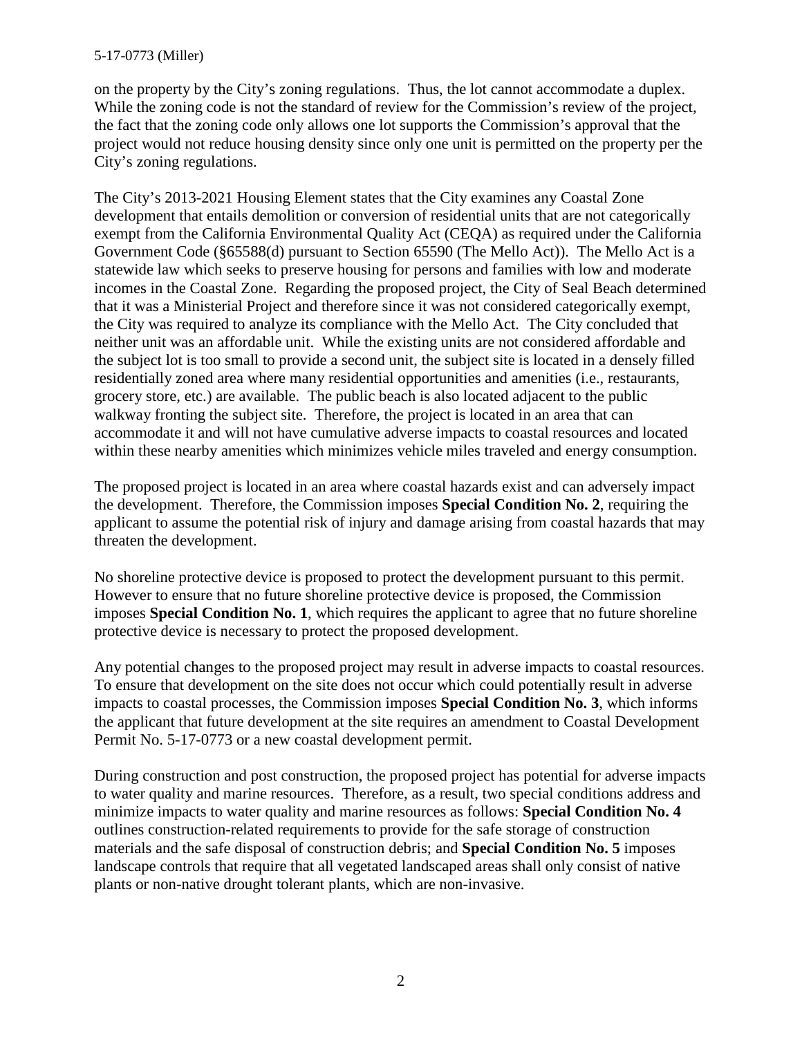on the property by the City's zoning regulations. Thus, the lot cannot accommodate a duplex. While the zoning code is not the standard of review for the Commission's review of the project, the fact that the zoning code only allows one lot supports the Commission's approval that the project would not reduce housing density since only one unit is permitted on the property per the City's zoning regulations.

The City's 2013-2021 Housing Element states that the City examines any Coastal Zone development that entails demolition or conversion of residential units that are not categorically exempt from the California Environmental Quality Act (CEQA) as required under the California Government Code (§65588(d) pursuant to Section 65590 (The Mello Act)). The Mello Act is a statewide law which seeks to preserve housing for persons and families with low and moderate incomes in the Coastal Zone. Regarding the proposed project, the City of Seal Beach determined that it was a Ministerial Project and therefore since it was not considered categorically exempt, the City was required to analyze its compliance with the Mello Act. The City concluded that neither unit was an affordable unit. While the existing units are not considered affordable and the subject lot is too small to provide a second unit, the subject site is located in a densely filled residentially zoned area where many residential opportunities and amenities (i.e., restaurants, grocery store, etc.) are available. The public beach is also located adjacent to the public walkway fronting the subject site. Therefore, the project is located in an area that can accommodate it and will not have cumulative adverse impacts to coastal resources and located within these nearby amenities which minimizes vehicle miles traveled and energy consumption.

The proposed project is located in an area where coastal hazards exist and can adversely impact the development. Therefore, the Commission imposes **Special Condition No. 2**, requiring the applicant to assume the potential risk of injury and damage arising from coastal hazards that may threaten the development.

No shoreline protective device is proposed to protect the development pursuant to this permit. However to ensure that no future shoreline protective device is proposed, the Commission imposes **Special Condition No. 1**, which requires the applicant to agree that no future shoreline protective device is necessary to protect the proposed development.

Any potential changes to the proposed project may result in adverse impacts to coastal resources. To ensure that development on the site does not occur which could potentially result in adverse impacts to coastal processes, the Commission imposes **Special Condition No. 3**, which informs the applicant that future development at the site requires an amendment to Coastal Development Permit No. 5-17-0773 or a new coastal development permit.

During construction and post construction, the proposed project has potential for adverse impacts to water quality and marine resources. Therefore, as a result, two special conditions address and minimize impacts to water quality and marine resources as follows: **Special Condition No. 4** outlines construction-related requirements to provide for the safe storage of construction materials and the safe disposal of construction debris; and **Special Condition No. 5** imposes landscape controls that require that all vegetated landscaped areas shall only consist of native plants or non-native drought tolerant plants, which are non-invasive.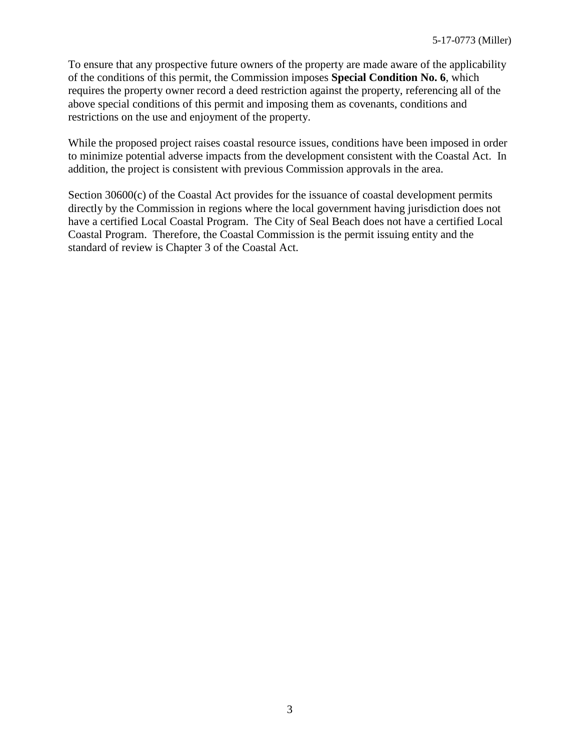To ensure that any prospective future owners of the property are made aware of the applicability of the conditions of this permit, the Commission imposes **Special Condition No. 6**, which requires the property owner record a deed restriction against the property, referencing all of the above special conditions of this permit and imposing them as covenants, conditions and restrictions on the use and enjoyment of the property.

While the proposed project raises coastal resource issues, conditions have been imposed in order to minimize potential adverse impacts from the development consistent with the Coastal Act. In addition, the project is consistent with previous Commission approvals in the area.

Section 30600(c) of the Coastal Act provides for the issuance of coastal development permits directly by the Commission in regions where the local government having jurisdiction does not have a certified Local Coastal Program. The City of Seal Beach does not have a certified Local Coastal Program. Therefore, the Coastal Commission is the permit issuing entity and the standard of review is Chapter 3 of the Coastal Act.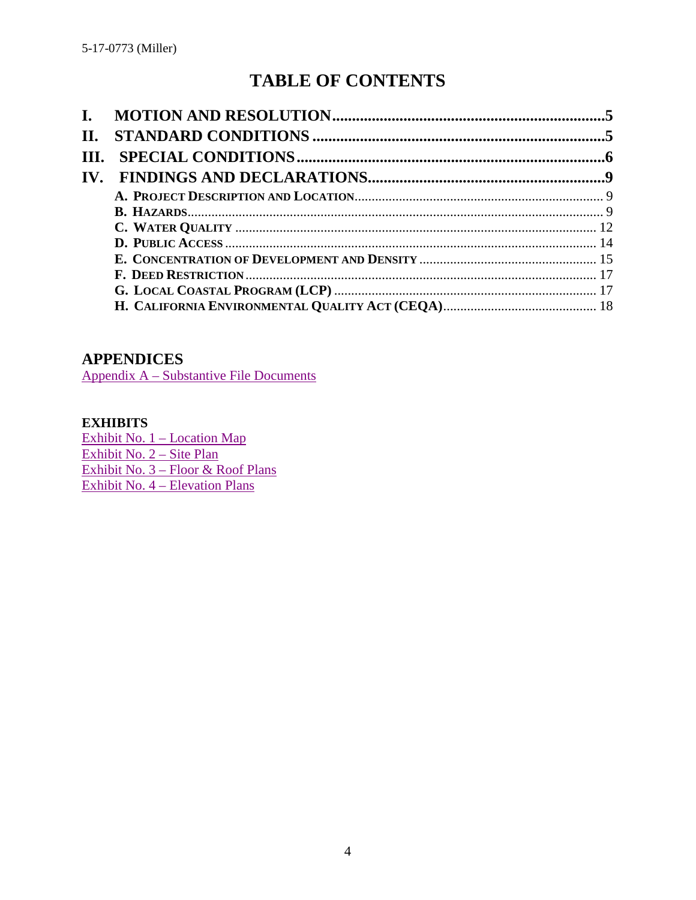# TABLE OF CONTENTS

**I. MOTION AND RESOLUTION** .......... **5**
**II. STANDARD CONDITIONS** .......... **5**
**III. SPECIAL CONDITIONS** .......... **6**
**IV. FINDINGS AND DECLARATIONS** .......... **9**

- **A. PROJECT DESCRIPTION AND LOCATION** .......... 9
- **B. HAZARDS** .......... 9
- **C. WATER QUALITY** .......... 12
- **D. PUBLIC ACCESS** .......... 14
- **E. CONCENTRATION OF DEVELOPMENT AND DENSITY** .......... 15
- **F. DEED RESTRICTION** .......... 17
- **G. LOCAL COASTAL PROGRAM (LCP)** .......... 17
- **H. CALIFORNIA ENVIRONMENTAL QUALITY ACT (CEQA)** .......... 18

## APPENDICES

Appendix A – Substantive File Documents

### EXHIBITS

Exhibit No. 1 – Location Map
Exhibit No. 2 – Site Plan
Exhibit No. 3 – Floor & Roof Plans
Exhibit No. 4 – Elevation Plans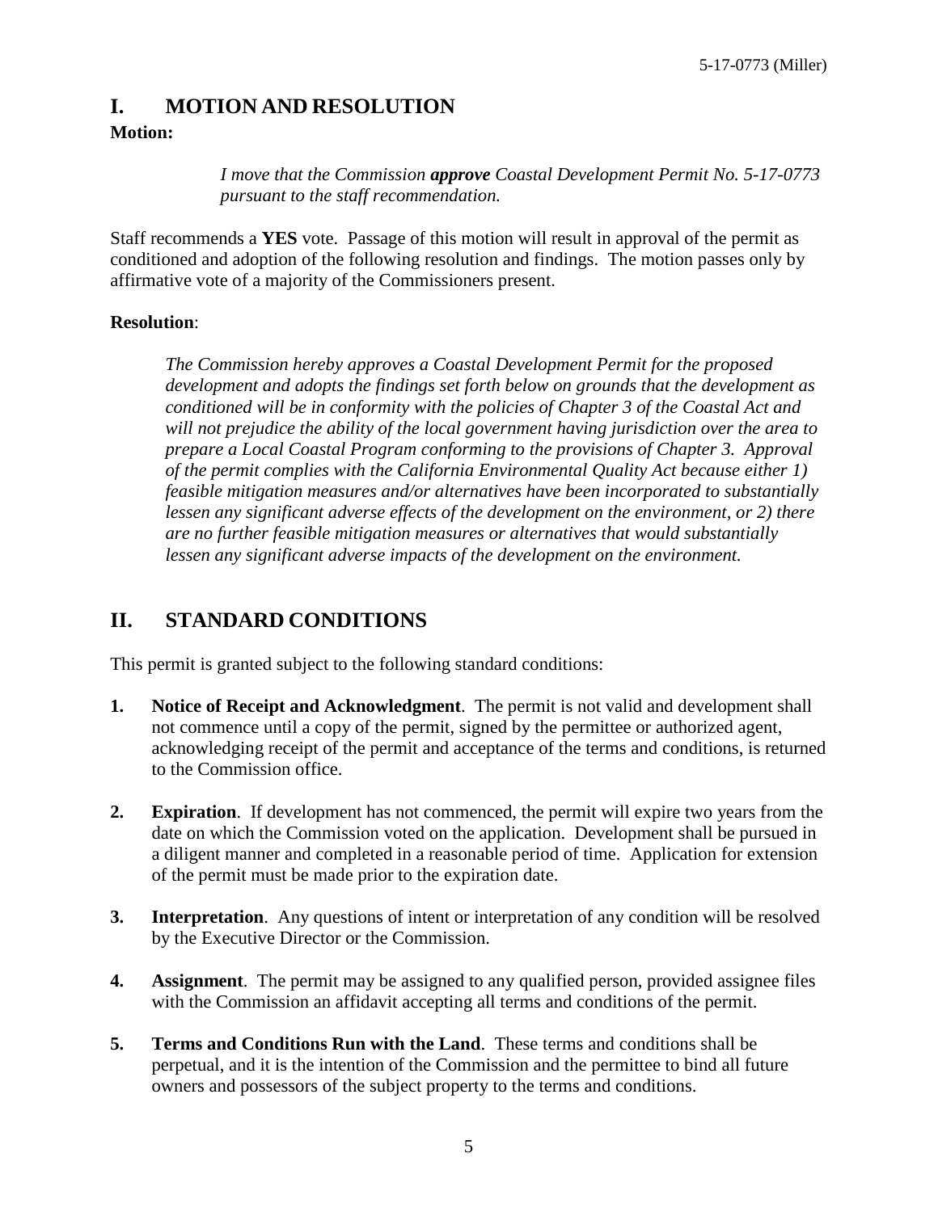# I. MOTION AND RESOLUTION

**Motion:**

> *I move that the Commission **approve** Coastal Development Permit No. 5-17-0773 pursuant to the staff recommendation.*

Staff recommends a **YES** vote. Passage of this motion will result in approval of the permit as conditioned and adoption of the following resolution and findings. The motion passes only by affirmative vote of a majority of the Commissioners present.

**Resolution**:

> *The Commission hereby approves a Coastal Development Permit for the proposed development and adopts the findings set forth below on grounds that the development as conditioned will be in conformity with the policies of Chapter 3 of the Coastal Act and will not prejudice the ability of the local government having jurisdiction over the area to prepare a Local Coastal Program conforming to the provisions of Chapter 3. Approval of the permit complies with the California Environmental Quality Act because either 1) feasible mitigation measures and/or alternatives have been incorporated to substantially lessen any significant adverse effects of the development on the environment, or 2) there are no further feasible mitigation measures or alternatives that would substantially lessen any significant adverse impacts of the development on the environment.*

# II. STANDARD CONDITIONS

This permit is granted subject to the following standard conditions:

1. **Notice of Receipt and Acknowledgment**. The permit is not valid and development shall not commence until a copy of the permit, signed by the permittee or authorized agent, acknowledging receipt of the permit and acceptance of the terms and conditions, is returned to the Commission office.

2. **Expiration**. If development has not commenced, the permit will expire two years from the date on which the Commission voted on the application. Development shall be pursued in a diligent manner and completed in a reasonable period of time. Application for extension of the permit must be made prior to the expiration date.

3. **Interpretation**. Any questions of intent or interpretation of any condition will be resolved by the Executive Director or the Commission.

4. **Assignment**. The permit may be assigned to any qualified person, provided assignee files with the Commission an affidavit accepting all terms and conditions of the permit.

5. **Terms and Conditions Run with the Land**. These terms and conditions shall be perpetual, and it is the intention of the Commission and the permittee to bind all future owners and possessors of the subject property to the terms and conditions.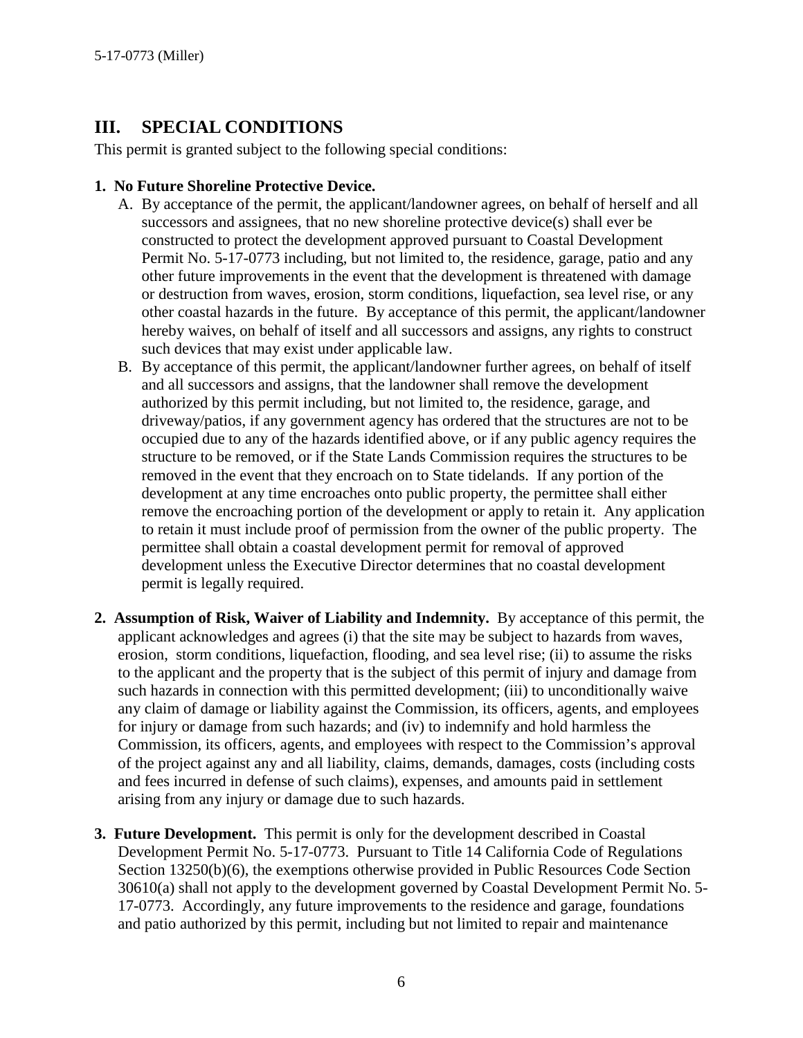## III. SPECIAL CONDITIONS

This permit is granted subject to the following special conditions:

**1. No Future Shoreline Protective Device.**

A. By acceptance of the permit, the applicant/landowner agrees, on behalf of herself and all successors and assignees, that no new shoreline protective device(s) shall ever be constructed to protect the development approved pursuant to Coastal Development Permit No. 5-17-0773 including, but not limited to, the residence, garage, patio and any other future improvements in the event that the development is threatened with damage or destruction from waves, erosion, storm conditions, liquefaction, sea level rise, or any other coastal hazards in the future. By acceptance of this permit, the applicant/landowner hereby waives, on behalf of itself and all successors and assigns, any rights to construct such devices that may exist under applicable law.

B. By acceptance of this permit, the applicant/landowner further agrees, on behalf of itself and all successors and assigns, that the landowner shall remove the development authorized by this permit including, but not limited to, the residence, garage, and driveway/patios, if any government agency has ordered that the structures are not to be occupied due to any of the hazards identified above, or if any public agency requires the structure to be removed, or if the State Lands Commission requires the structures to be removed in the event that they encroach on to State tidelands. If any portion of the development at any time encroaches onto public property, the permittee shall either remove the encroaching portion of the development or apply to retain it. Any application to retain it must include proof of permission from the owner of the public property. The permittee shall obtain a coastal development permit for removal of approved development unless the Executive Director determines that no coastal development permit is legally required.

**2. Assumption of Risk, Waiver of Liability and Indemnity.** By acceptance of this permit, the applicant acknowledges and agrees (i) that the site may be subject to hazards from waves, erosion, storm conditions, liquefaction, flooding, and sea level rise; (ii) to assume the risks to the applicant and the property that is the subject of this permit of injury and damage from such hazards in connection with this permitted development; (iii) to unconditionally waive any claim of damage or liability against the Commission, its officers, agents, and employees for injury or damage from such hazards; and (iv) to indemnify and hold harmless the Commission, its officers, agents, and employees with respect to the Commission's approval of the project against any and all liability, claims, demands, damages, costs (including costs and fees incurred in defense of such claims), expenses, and amounts paid in settlement arising from any injury or damage due to such hazards.

**3. Future Development.** This permit is only for the development described in Coastal Development Permit No. 5-17-0773. Pursuant to Title 14 California Code of Regulations Section 13250(b)(6), the exemptions otherwise provided in Public Resources Code Section 30610(a) shall not apply to the development governed by Coastal Development Permit No. 5-17-0773. Accordingly, any future improvements to the residence and garage, foundations and patio authorized by this permit, including but not limited to repair and maintenance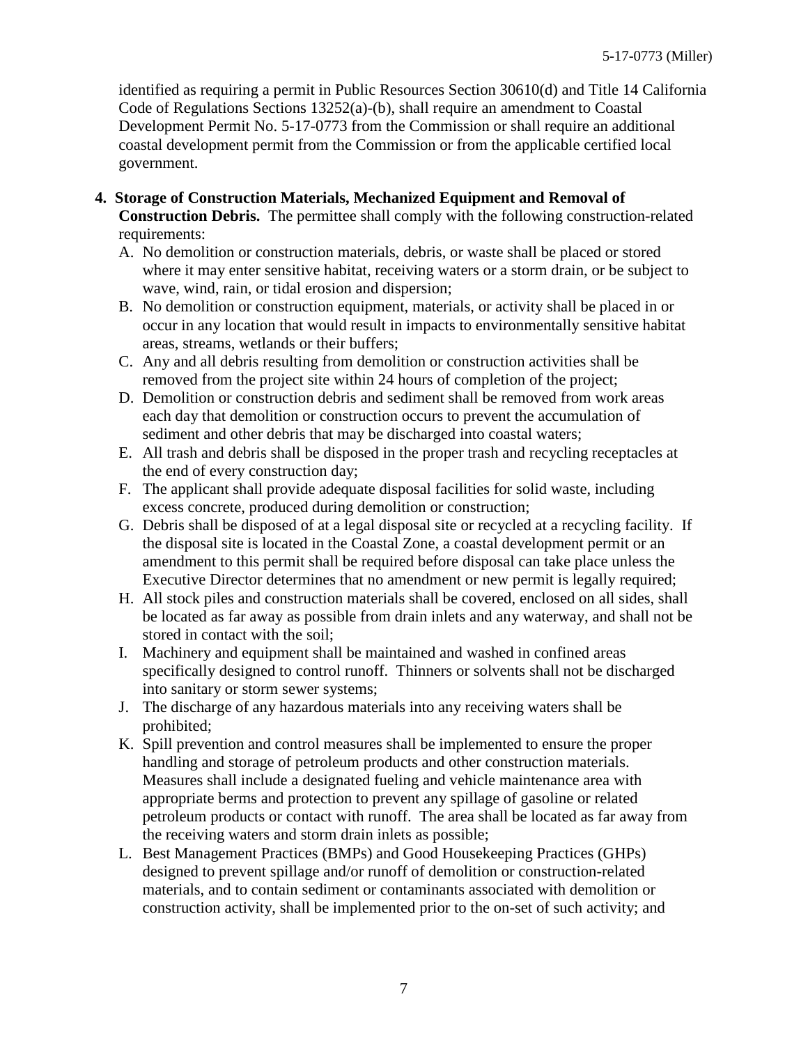identified as requiring a permit in Public Resources Section 30610(d) and Title 14 California Code of Regulations Sections 13252(a)-(b), shall require an amendment to Coastal Development Permit No. 5-17-0773 from the Commission or shall require an additional coastal development permit from the Commission or from the applicable certified local government.

4. **Storage of Construction Materials, Mechanized Equipment and Removal of Construction Debris.** The permittee shall comply with the following construction-related requirements:

   A. No demolition or construction materials, debris, or waste shall be placed or stored where it may enter sensitive habitat, receiving waters or a storm drain, or be subject to wave, wind, rain, or tidal erosion and dispersion;

   B. No demolition or construction equipment, materials, or activity shall be placed in or occur in any location that would result in impacts to environmentally sensitive habitat areas, streams, wetlands or their buffers;

   C. Any and all debris resulting from demolition or construction activities shall be removed from the project site within 24 hours of completion of the project;

   D. Demolition or construction debris and sediment shall be removed from work areas each day that demolition or construction occurs to prevent the accumulation of sediment and other debris that may be discharged into coastal waters;

   E. All trash and debris shall be disposed in the proper trash and recycling receptacles at the end of every construction day;

   F. The applicant shall provide adequate disposal facilities for solid waste, including excess concrete, produced during demolition or construction;

   G. Debris shall be disposed of at a legal disposal site or recycled at a recycling facility. If the disposal site is located in the Coastal Zone, a coastal development permit or an amendment to this permit shall be required before disposal can take place unless the Executive Director determines that no amendment or new permit is legally required;

   H. All stock piles and construction materials shall be covered, enclosed on all sides, shall be located as far away as possible from drain inlets and any waterway, and shall not be stored in contact with the soil;

   I. Machinery and equipment shall be maintained and washed in confined areas specifically designed to control runoff. Thinners or solvents shall not be discharged into sanitary or storm sewer systems;

   J. The discharge of any hazardous materials into any receiving waters shall be prohibited;

   K. Spill prevention and control measures shall be implemented to ensure the proper handling and storage of petroleum products and other construction materials. Measures shall include a designated fueling and vehicle maintenance area with appropriate berms and protection to prevent any spillage of gasoline or related petroleum products or contact with runoff. The area shall be located as far away from the receiving waters and storm drain inlets as possible;

   L. Best Management Practices (BMPs) and Good Housekeeping Practices (GHPs) designed to prevent spillage and/or runoff of demolition or construction-related materials, and to contain sediment or contaminants associated with demolition or construction activity, shall be implemented prior to the on-set of such activity; and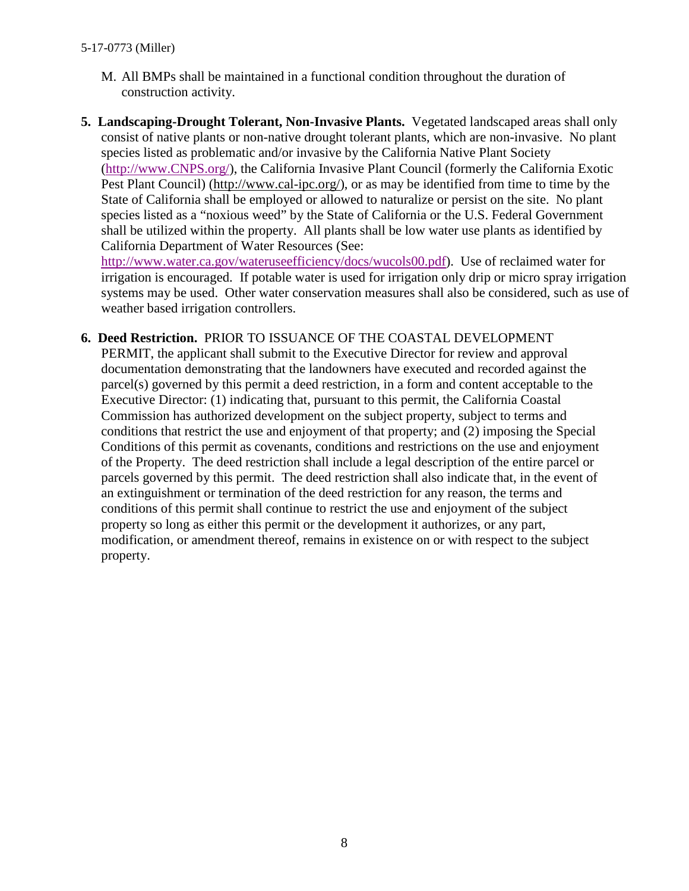M. All BMPs shall be maintained in a functional condition throughout the duration of construction activity.

5. **Landscaping-Drought Tolerant, Non-Invasive Plants.** Vegetated landscaped areas shall only consist of native plants or non-native drought tolerant plants, which are non-invasive. No plant species listed as problematic and/or invasive by the California Native Plant Society (http://www.CNPS.org/), the California Invasive Plant Council (formerly the California Exotic Pest Plant Council) (http://www.cal-ipc.org/), or as may be identified from time to time by the State of California shall be employed or allowed to naturalize or persist on the site. No plant species listed as a "noxious weed" by the State of California or the U.S. Federal Government shall be utilized within the property. All plants shall be low water use plants as identified by California Department of Water Resources (See: http://www.water.ca.gov/wateruseefficiency/docs/wucols00.pdf). Use of reclaimed water for irrigation is encouraged. If potable water is used for irrigation only drip or micro spray irrigation systems may be used. Other water conservation measures shall also be considered, such as use of weather based irrigation controllers.

6. **Deed Restriction.** PRIOR TO ISSUANCE OF THE COASTAL DEVELOPMENT PERMIT, the applicant shall submit to the Executive Director for review and approval documentation demonstrating that the landowners have executed and recorded against the parcel(s) governed by this permit a deed restriction, in a form and content acceptable to the Executive Director: (1) indicating that, pursuant to this permit, the California Coastal Commission has authorized development on the subject property, subject to terms and conditions that restrict the use and enjoyment of that property; and (2) imposing the Special Conditions of this permit as covenants, conditions and restrictions on the use and enjoyment of the Property. The deed restriction shall include a legal description of the entire parcel or parcels governed by this permit. The deed restriction shall also indicate that, in the event of an extinguishment or termination of the deed restriction for any reason, the terms and conditions of this permit shall continue to restrict the use and enjoyment of the subject property so long as either this permit or the development it authorizes, or any part, modification, or amendment thereof, remains in existence on or with respect to the subject property.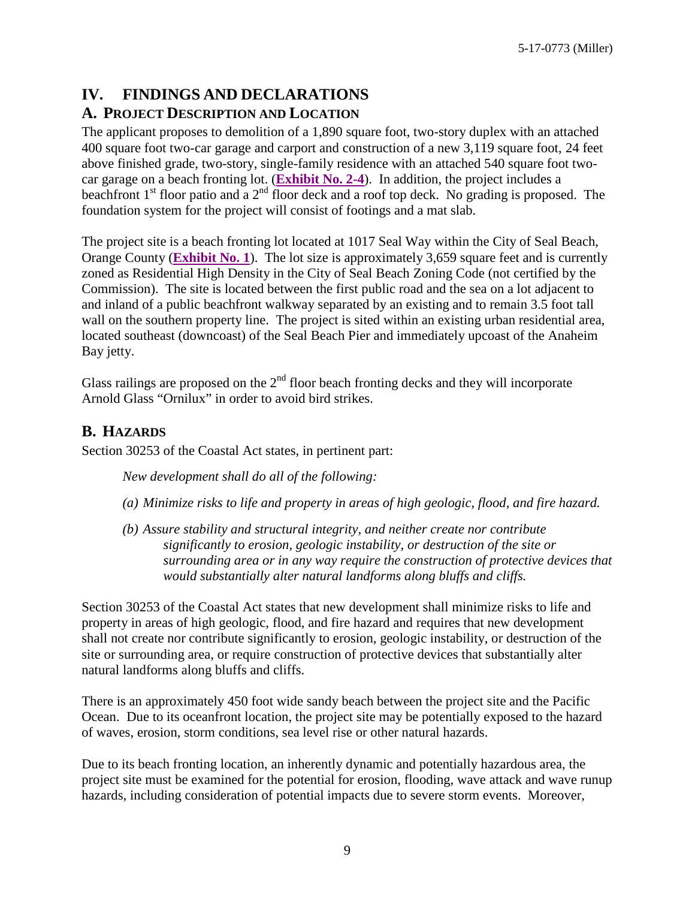# IV. FINDINGS AND DECLARATIONS

## A. PROJECT DESCRIPTION AND LOCATION

The applicant proposes to demolition of a 1,890 square foot, two-story duplex with an attached 400 square foot two-car garage and carport and construction of a new 3,119 square foot, 24 feet above finished grade, two-story, single-family residence with an attached 540 square foot two-car garage on a beach fronting lot. (**Exhibit No. 2-4**). In addition, the project includes a beachfront 1st floor patio and a 2nd floor deck and a roof top deck. No grading is proposed. The foundation system for the project will consist of footings and a mat slab.

The project site is a beach fronting lot located at 1017 Seal Way within the City of Seal Beach, Orange County (**Exhibit No. 1**). The lot size is approximately 3,659 square feet and is currently zoned as Residential High Density in the City of Seal Beach Zoning Code (not certified by the Commission). The site is located between the first public road and the sea on a lot adjacent to and inland of a public beachfront walkway separated by an existing and to remain 3.5 foot tall wall on the southern property line. The project is sited within an existing urban residential area, located southeast (downcoast) of the Seal Beach Pier and immediately upcoast of the Anaheim Bay jetty.

Glass railings are proposed on the 2nd floor beach fronting decks and they will incorporate Arnold Glass "Ornilux" in order to avoid bird strikes.

## B. HAZARDS

Section 30253 of the Coastal Act states, in pertinent part:

> *New development shall do all of the following:*
>
> *(a) Minimize risks to life and property in areas of high geologic, flood, and fire hazard.*
>
> *(b) Assure stability and structural integrity, and neither create nor contribute significantly to erosion, geologic instability, or destruction of the site or surrounding area or in any way require the construction of protective devices that would substantially alter natural landforms along bluffs and cliffs.*

Section 30253 of the Coastal Act states that new development shall minimize risks to life and property in areas of high geologic, flood, and fire hazard and requires that new development shall not create nor contribute significantly to erosion, geologic instability, or destruction of the site or surrounding area, or require construction of protective devices that substantially alter natural landforms along bluffs and cliffs.

There is an approximately 450 foot wide sandy beach between the project site and the Pacific Ocean. Due to its oceanfront location, the project site may be potentially exposed to the hazard of waves, erosion, storm conditions, sea level rise or other natural hazards.

Due to its beach fronting location, an inherently dynamic and potentially hazardous area, the project site must be examined for the potential for erosion, flooding, wave attack and wave runup hazards, including consideration of potential impacts due to severe storm events. Moreover,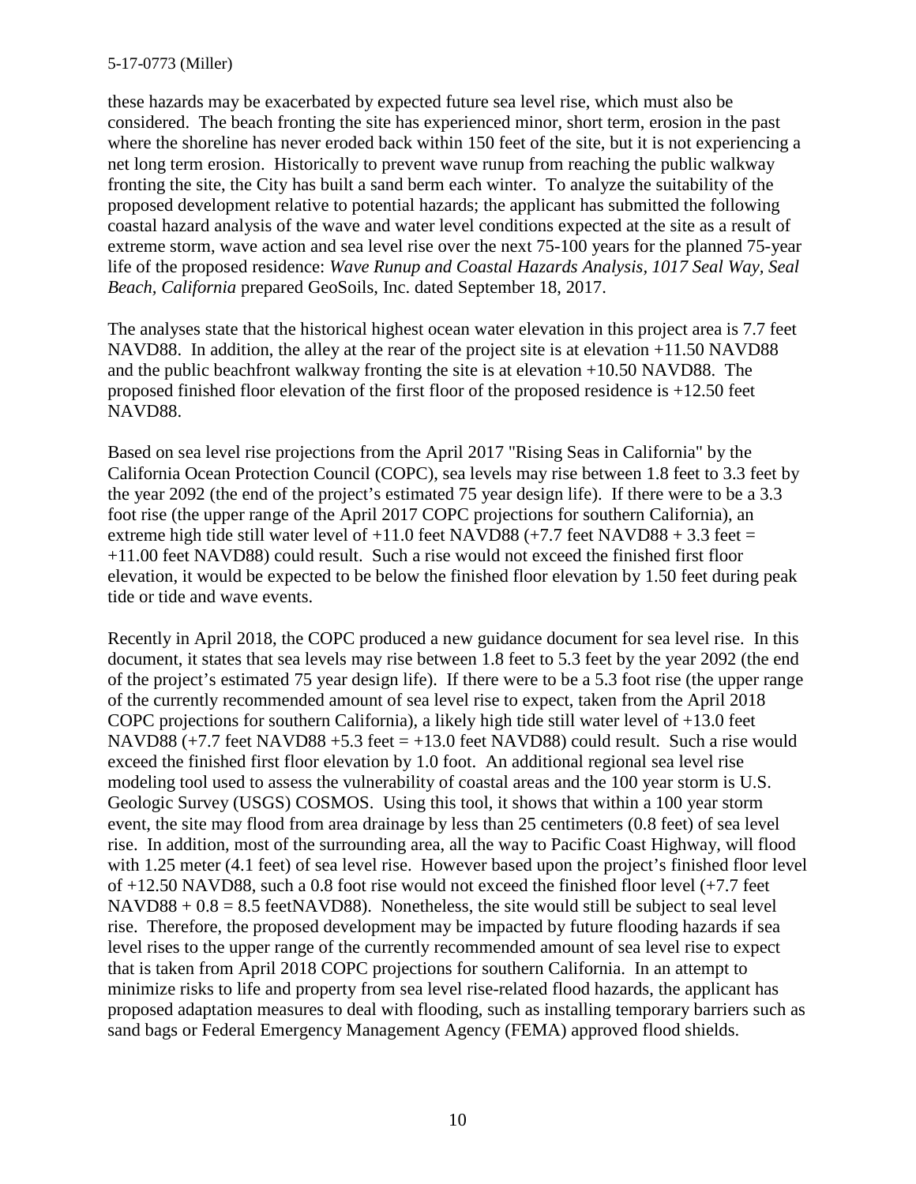these hazards may be exacerbated by expected future sea level rise, which must also be considered. The beach fronting the site has experienced minor, short term, erosion in the past where the shoreline has never eroded back within 150 feet of the site, but it is not experiencing a net long term erosion. Historically to prevent wave runup from reaching the public walkway fronting the site, the City has built a sand berm each winter. To analyze the suitability of the proposed development relative to potential hazards; the applicant has submitted the following coastal hazard analysis of the wave and water level conditions expected at the site as a result of extreme storm, wave action and sea level rise over the next 75-100 years for the planned 75-year life of the proposed residence: *Wave Runup and Coastal Hazards Analysis, 1017 Seal Way, Seal Beach, California* prepared GeoSoils, Inc. dated September 18, 2017.

The analyses state that the historical highest ocean water elevation in this project area is 7.7 feet NAVD88. In addition, the alley at the rear of the project site is at elevation +11.50 NAVD88 and the public beachfront walkway fronting the site is at elevation +10.50 NAVD88. The proposed finished floor elevation of the first floor of the proposed residence is +12.50 feet NAVD88.

Based on sea level rise projections from the April 2017 "Rising Seas in California" by the California Ocean Protection Council (COPC), sea levels may rise between 1.8 feet to 3.3 feet by the year 2092 (the end of the project's estimated 75 year design life). If there were to be a 3.3 foot rise (the upper range of the April 2017 COPC projections for southern California), an extreme high tide still water level of +11.0 feet NAVD88 (+7.7 feet NAVD88 + 3.3 feet = +11.00 feet NAVD88) could result. Such a rise would not exceed the finished first floor elevation, it would be expected to be below the finished floor elevation by 1.50 feet during peak tide or tide and wave events.

Recently in April 2018, the COPC produced a new guidance document for sea level rise. In this document, it states that sea levels may rise between 1.8 feet to 5.3 feet by the year 2092 (the end of the project's estimated 75 year design life). If there were to be a 5.3 foot rise (the upper range of the currently recommended amount of sea level rise to expect, taken from the April 2018 COPC projections for southern California), a likely high tide still water level of +13.0 feet NAVD88 (+7.7 feet NAVD88 +5.3 feet = +13.0 feet NAVD88) could result. Such a rise would exceed the finished first floor elevation by 1.0 foot. An additional regional sea level rise modeling tool used to assess the vulnerability of coastal areas and the 100 year storm is U.S. Geologic Survey (USGS) COSMOS. Using this tool, it shows that within a 100 year storm event, the site may flood from area drainage by less than 25 centimeters (0.8 feet) of sea level rise. In addition, most of the surrounding area, all the way to Pacific Coast Highway, will flood with 1.25 meter (4.1 feet) of sea level rise. However based upon the project's finished floor level of +12.50 NAVD88, such a 0.8 foot rise would not exceed the finished floor level (+7.7 feet NAVD88 + 0.8 = 8.5 feetNAVD88). Nonetheless, the site would still be subject to seal level rise. Therefore, the proposed development may be impacted by future flooding hazards if sea level rises to the upper range of the currently recommended amount of sea level rise to expect that is taken from April 2018 COPC projections for southern California. In an attempt to minimize risks to life and property from sea level rise-related flood hazards, the applicant has proposed adaptation measures to deal with flooding, such as installing temporary barriers such as sand bags or Federal Emergency Management Agency (FEMA) approved flood shields.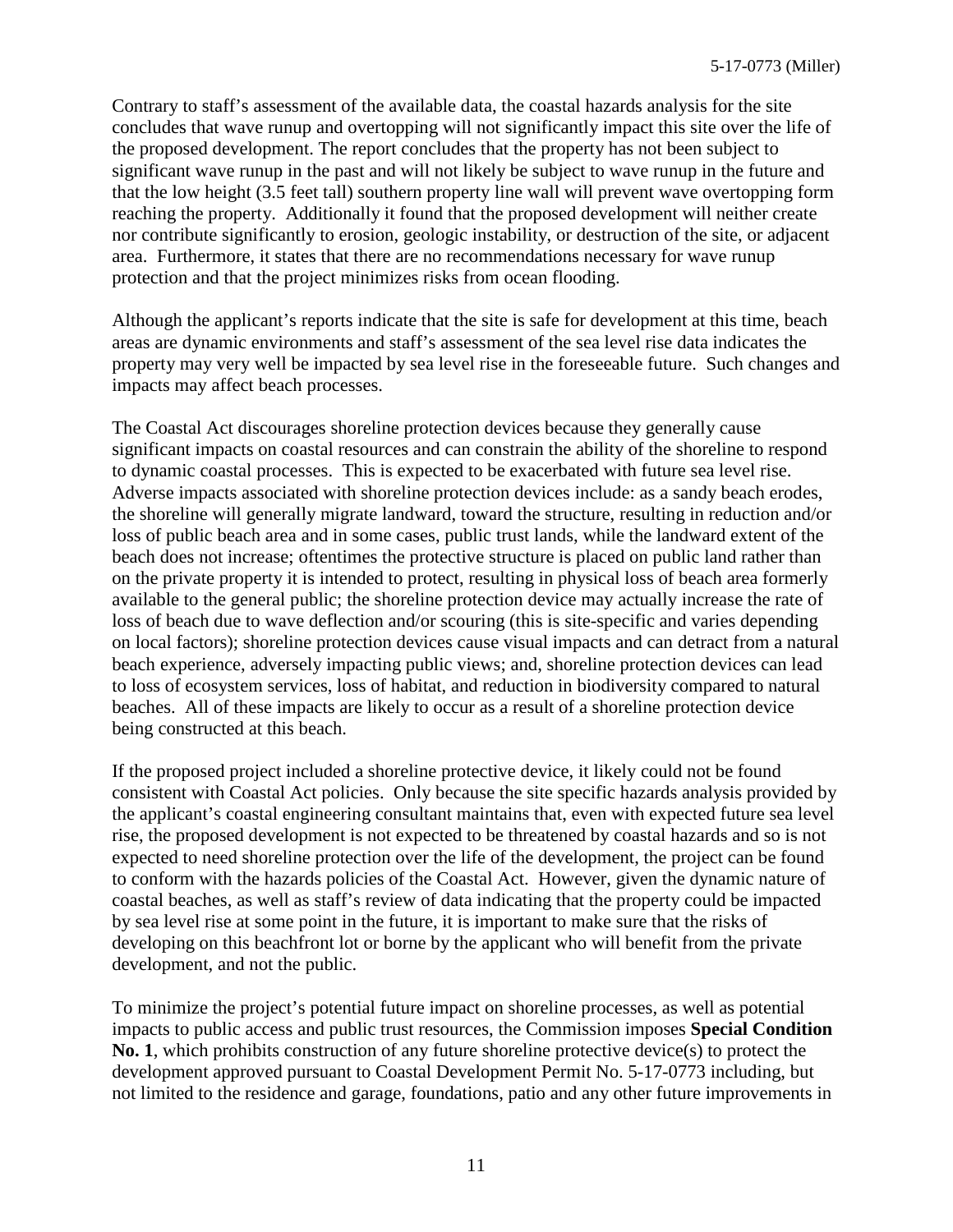Contrary to staff's assessment of the available data, the coastal hazards analysis for the site concludes that wave runup and overtopping will not significantly impact this site over the life of the proposed development. The report concludes that the property has not been subject to significant wave runup in the past and will not likely be subject to wave runup in the future and that the low height (3.5 feet tall) southern property line wall will prevent wave overtopping form reaching the property. Additionally it found that the proposed development will neither create nor contribute significantly to erosion, geologic instability, or destruction of the site, or adjacent area. Furthermore, it states that there are no recommendations necessary for wave runup protection and that the project minimizes risks from ocean flooding.

Although the applicant's reports indicate that the site is safe for development at this time, beach areas are dynamic environments and staff's assessment of the sea level rise data indicates the property may very well be impacted by sea level rise in the foreseeable future. Such changes and impacts may affect beach processes.

The Coastal Act discourages shoreline protection devices because they generally cause significant impacts on coastal resources and can constrain the ability of the shoreline to respond to dynamic coastal processes. This is expected to be exacerbated with future sea level rise. Adverse impacts associated with shoreline protection devices include: as a sandy beach erodes, the shoreline will generally migrate landward, toward the structure, resulting in reduction and/or loss of public beach area and in some cases, public trust lands, while the landward extent of the beach does not increase; oftentimes the protective structure is placed on public land rather than on the private property it is intended to protect, resulting in physical loss of beach area formerly available to the general public; the shoreline protection device may actually increase the rate of loss of beach due to wave deflection and/or scouring (this is site-specific and varies depending on local factors); shoreline protection devices cause visual impacts and can detract from a natural beach experience, adversely impacting public views; and, shoreline protection devices can lead to loss of ecosystem services, loss of habitat, and reduction in biodiversity compared to natural beaches. All of these impacts are likely to occur as a result of a shoreline protection device being constructed at this beach.

If the proposed project included a shoreline protective device, it likely could not be found consistent with Coastal Act policies. Only because the site specific hazards analysis provided by the applicant's coastal engineering consultant maintains that, even with expected future sea level rise, the proposed development is not expected to be threatened by coastal hazards and so is not expected to need shoreline protection over the life of the development, the project can be found to conform with the hazards policies of the Coastal Act. However, given the dynamic nature of coastal beaches, as well as staff's review of data indicating that the property could be impacted by sea level rise at some point in the future, it is important to make sure that the risks of developing on this beachfront lot or borne by the applicant who will benefit from the private development, and not the public.

To minimize the project's potential future impact on shoreline processes, as well as potential impacts to public access and public trust resources, the Commission imposes **Special Condition No. 1**, which prohibits construction of any future shoreline protective device(s) to protect the development approved pursuant to Coastal Development Permit No. 5-17-0773 including, but not limited to the residence and garage, foundations, patio and any other future improvements in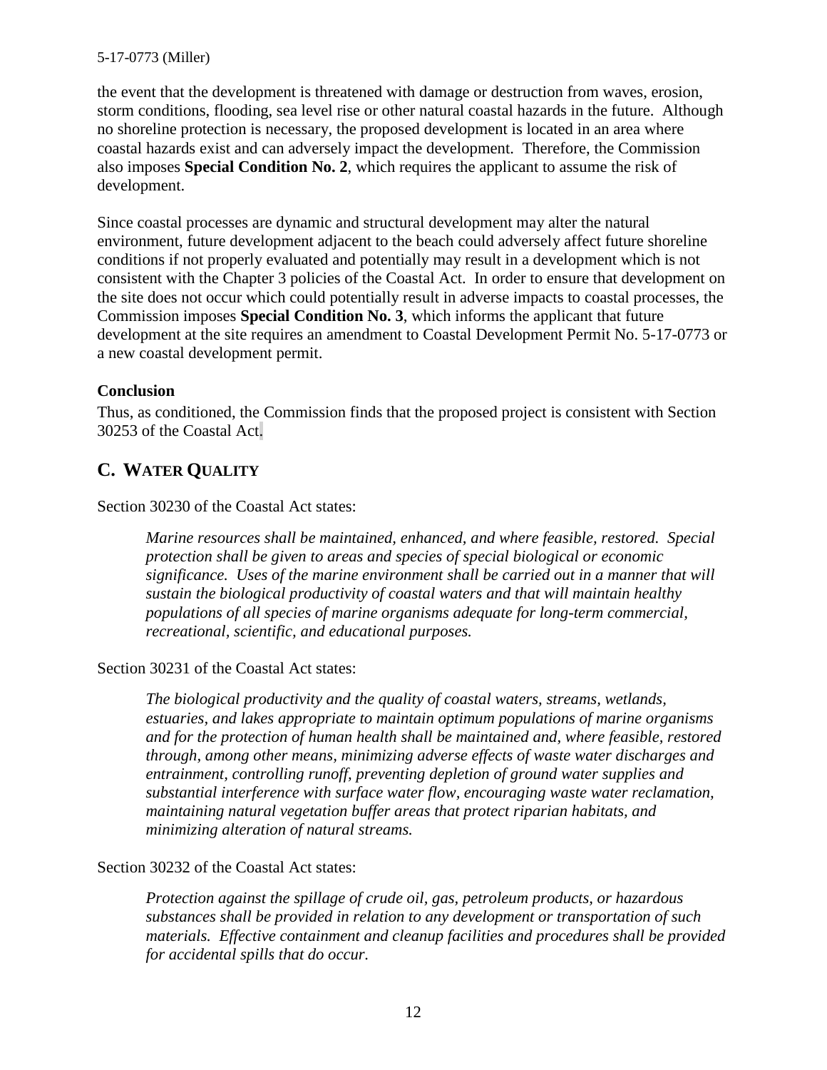the event that the development is threatened with damage or destruction from waves, erosion, storm conditions, flooding, sea level rise or other natural coastal hazards in the future. Although no shoreline protection is necessary, the proposed development is located in an area where coastal hazards exist and can adversely impact the development. Therefore, the Commission also imposes **Special Condition No. 2**, which requires the applicant to assume the risk of development.

Since coastal processes are dynamic and structural development may alter the natural environment, future development adjacent to the beach could adversely affect future shoreline conditions if not properly evaluated and potentially may result in a development which is not consistent with the Chapter 3 policies of the Coastal Act. In order to ensure that development on the site does not occur which could potentially result in adverse impacts to coastal processes, the Commission imposes **Special Condition No. 3**, which informs the applicant that future development at the site requires an amendment to Coastal Development Permit No. 5-17-0773 or a new coastal development permit.

**Conclusion**

Thus, as conditioned, the Commission finds that the proposed project is consistent with Section 30253 of the Coastal Act.

## C. WATER QUALITY

Section 30230 of the Coastal Act states:

> *Marine resources shall be maintained, enhanced, and where feasible, restored. Special protection shall be given to areas and species of special biological or economic significance. Uses of the marine environment shall be carried out in a manner that will sustain the biological productivity of coastal waters and that will maintain healthy populations of all species of marine organisms adequate for long-term commercial, recreational, scientific, and educational purposes.*

Section 30231 of the Coastal Act states:

> *The biological productivity and the quality of coastal waters, streams, wetlands, estuaries, and lakes appropriate to maintain optimum populations of marine organisms and for the protection of human health shall be maintained and, where feasible, restored through, among other means, minimizing adverse effects of waste water discharges and entrainment, controlling runoff, preventing depletion of ground water supplies and substantial interference with surface water flow, encouraging waste water reclamation, maintaining natural vegetation buffer areas that protect riparian habitats, and minimizing alteration of natural streams.*

Section 30232 of the Coastal Act states:

> *Protection against the spillage of crude oil, gas, petroleum products, or hazardous substances shall be provided in relation to any development or transportation of such materials. Effective containment and cleanup facilities and procedures shall be provided for accidental spills that do occur.*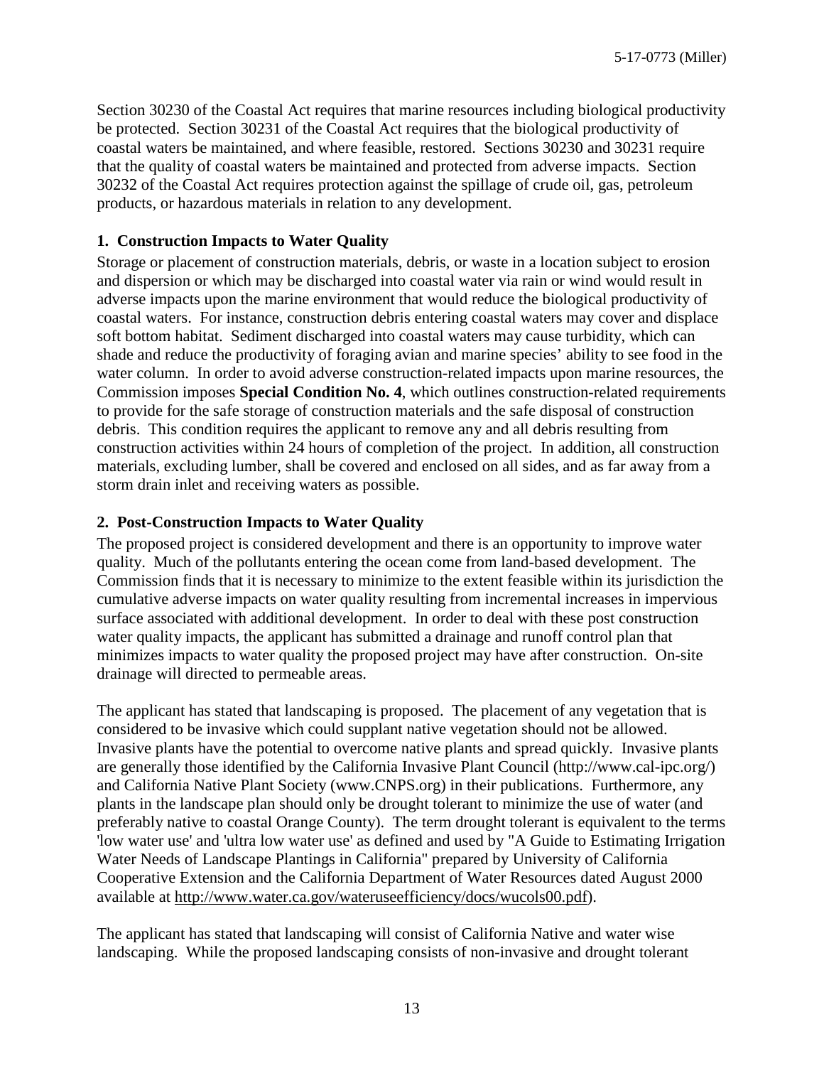Section 30230 of the Coastal Act requires that marine resources including biological productivity be protected. Section 30231 of the Coastal Act requires that the biological productivity of coastal waters be maintained, and where feasible, restored. Sections 30230 and 30231 require that the quality of coastal waters be maintained and protected from adverse impacts. Section 30232 of the Coastal Act requires protection against the spillage of crude oil, gas, petroleum products, or hazardous materials in relation to any development.

### 1. Construction Impacts to Water Quality

Storage or placement of construction materials, debris, or waste in a location subject to erosion and dispersion or which may be discharged into coastal water via rain or wind would result in adverse impacts upon the marine environment that would reduce the biological productivity of coastal waters. For instance, construction debris entering coastal waters may cover and displace soft bottom habitat. Sediment discharged into coastal waters may cause turbidity, which can shade and reduce the productivity of foraging avian and marine species' ability to see food in the water column. In order to avoid adverse construction-related impacts upon marine resources, the Commission imposes **Special Condition No. 4**, which outlines construction-related requirements to provide for the safe storage of construction materials and the safe disposal of construction debris. This condition requires the applicant to remove any and all debris resulting from construction activities within 24 hours of completion of the project. In addition, all construction materials, excluding lumber, shall be covered and enclosed on all sides, and as far away from a storm drain inlet and receiving waters as possible.

### 2. Post-Construction Impacts to Water Quality

The proposed project is considered development and there is an opportunity to improve water quality. Much of the pollutants entering the ocean come from land-based development. The Commission finds that it is necessary to minimize to the extent feasible within its jurisdiction the cumulative adverse impacts on water quality resulting from incremental increases in impervious surface associated with additional development. In order to deal with these post construction water quality impacts, the applicant has submitted a drainage and runoff control plan that minimizes impacts to water quality the proposed project may have after construction. On-site drainage will directed to permeable areas.

The applicant has stated that landscaping is proposed. The placement of any vegetation that is considered to be invasive which could supplant native vegetation should not be allowed. Invasive plants have the potential to overcome native plants and spread quickly. Invasive plants are generally those identified by the California Invasive Plant Council (http://www.cal-ipc.org/) and California Native Plant Society (www.CNPS.org) in their publications. Furthermore, any plants in the landscape plan should only be drought tolerant to minimize the use of water (and preferably native to coastal Orange County). The term drought tolerant is equivalent to the terms 'low water use' and 'ultra low water use' as defined and used by "A Guide to Estimating Irrigation Water Needs of Landscape Plantings in California" prepared by University of California Cooperative Extension and the California Department of Water Resources dated August 2000 available at http://www.water.ca.gov/wateruseefficiency/docs/wucols00.pdf).

The applicant has stated that landscaping will consist of California Native and water wise landscaping. While the proposed landscaping consists of non-invasive and drought tolerant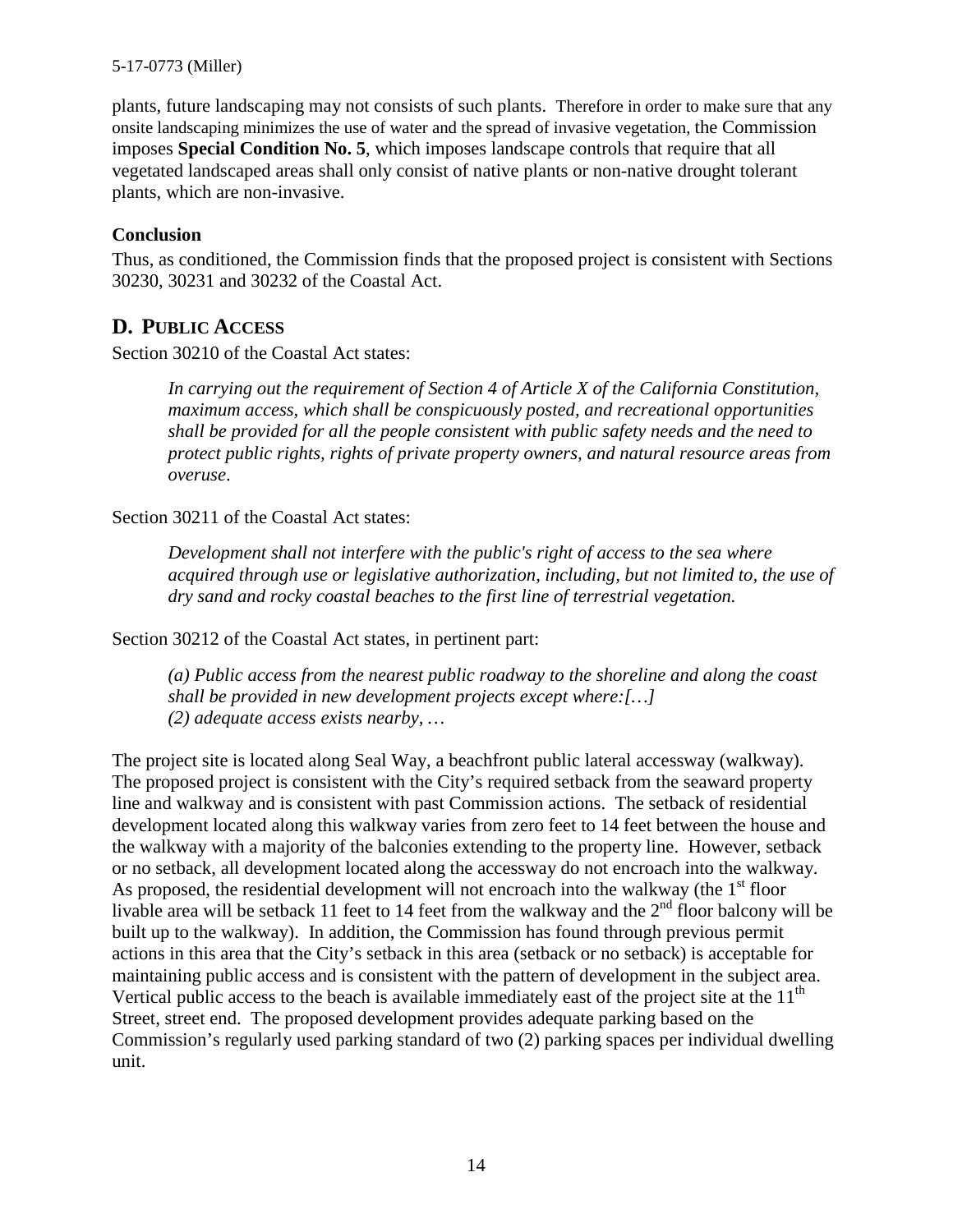plants, future landscaping may not consists of such plants. Therefore in order to make sure that any onsite landscaping minimizes the use of water and the spread of invasive vegetation, the Commission imposes **Special Condition No. 5**, which imposes landscape controls that require that all vegetated landscaped areas shall only consist of native plants or non-native drought tolerant plants, which are non-invasive.

### Conclusion

Thus, as conditioned, the Commission finds that the proposed project is consistent with Sections 30230, 30231 and 30232 of the Coastal Act.

## D. Public Access

Section 30210 of the Coastal Act states:

> *In carrying out the requirement of Section 4 of Article X of the California Constitution, maximum access, which shall be conspicuously posted, and recreational opportunities shall be provided for all the people consistent with public safety needs and the need to protect public rights, rights of private property owners, and natural resource areas from overuse.*

Section 30211 of the Coastal Act states:

> *Development shall not interfere with the public's right of access to the sea where acquired through use or legislative authorization, including, but not limited to, the use of dry sand and rocky coastal beaches to the first line of terrestrial vegetation.*

Section 30212 of the Coastal Act states, in pertinent part:

> *(a) Public access from the nearest public roadway to the shoreline and along the coast shall be provided in new development projects except where:[…]*
> *(2) adequate access exists nearby, …*

The project site is located along Seal Way, a beachfront public lateral accessway (walkway). The proposed project is consistent with the City's required setback from the seaward property line and walkway and is consistent with past Commission actions. The setback of residential development located along this walkway varies from zero feet to 14 feet between the house and the walkway with a majority of the balconies extending to the property line. However, setback or no setback, all development located along the accessway do not encroach into the walkway. As proposed, the residential development will not encroach into the walkway (the 1st floor livable area will be setback 11 feet to 14 feet from the walkway and the 2nd floor balcony will be built up to the walkway). In addition, the Commission has found through previous permit actions in this area that the City's setback in this area (setback or no setback) is acceptable for maintaining public access and is consistent with the pattern of development in the subject area. Vertical public access to the beach is available immediately east of the project site at the 11th Street, street end. The proposed development provides adequate parking based on the Commission's regularly used parking standard of two (2) parking spaces per individual dwelling unit.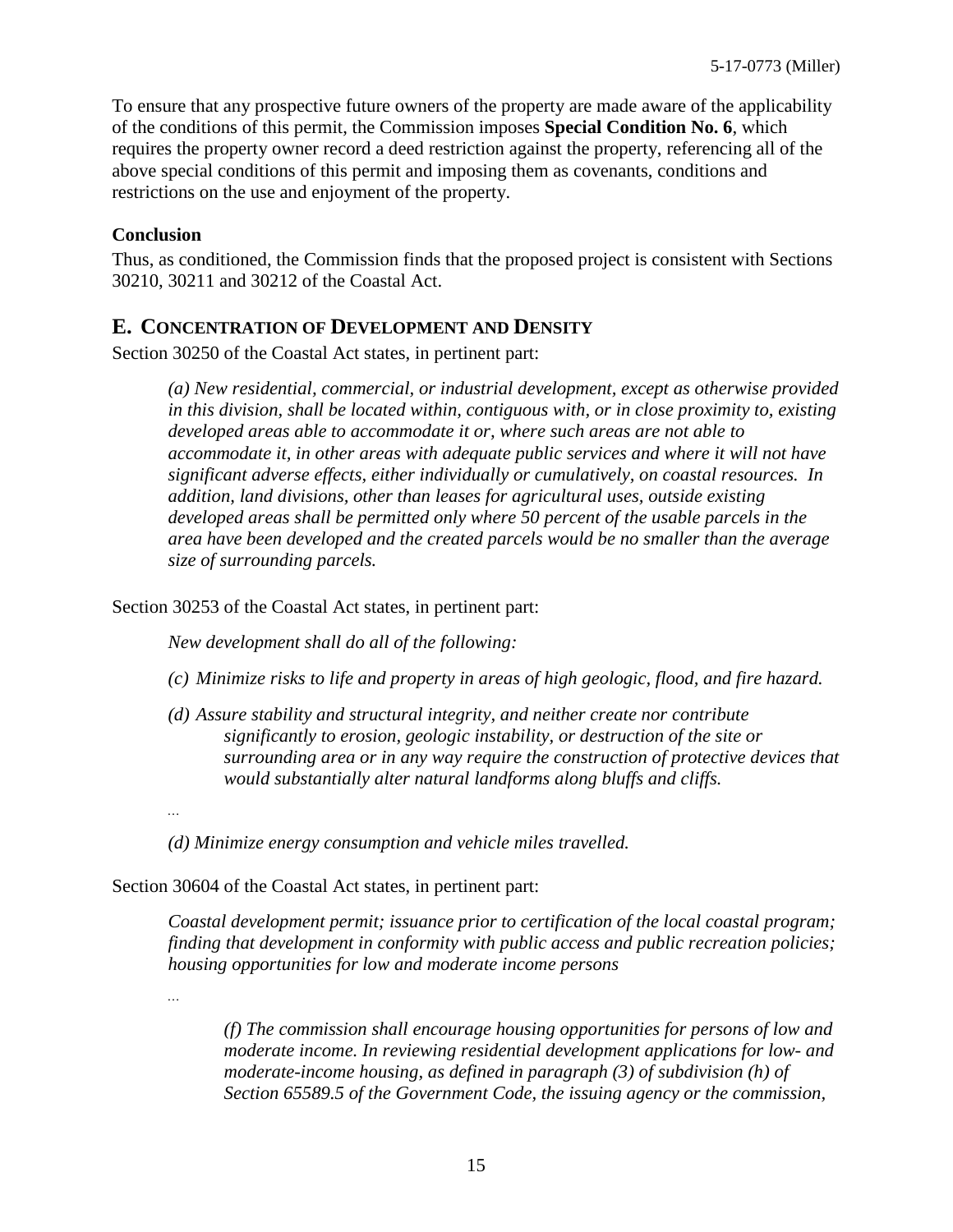To ensure that any prospective future owners of the property are made aware of the applicability of the conditions of this permit, the Commission imposes **Special Condition No. 6**, which requires the property owner record a deed restriction against the property, referencing all of the above special conditions of this permit and imposing them as covenants, conditions and restrictions on the use and enjoyment of the property.

**Conclusion**

Thus, as conditioned, the Commission finds that the proposed project is consistent with Sections 30210, 30211 and 30212 of the Coastal Act.

## E. CONCENTRATION OF DEVELOPMENT AND DENSITY

Section 30250 of the Coastal Act states, in pertinent part:

> *(a) New residential, commercial, or industrial development, except as otherwise provided in this division, shall be located within, contiguous with, or in close proximity to, existing developed areas able to accommodate it or, where such areas are not able to accommodate it, in other areas with adequate public services and where it will not have significant adverse effects, either individually or cumulatively, on coastal resources. In addition, land divisions, other than leases for agricultural uses, outside existing developed areas shall be permitted only where 50 percent of the usable parcels in the area have been developed and the created parcels would be no smaller than the average size of surrounding parcels.*

Section 30253 of the Coastal Act states, in pertinent part:

> *New development shall do all of the following:*
>
> *(c) Minimize risks to life and property in areas of high geologic, flood, and fire hazard.*
>
> *(d) Assure stability and structural integrity, and neither create nor contribute significantly to erosion, geologic instability, or destruction of the site or surrounding area or in any way require the construction of protective devices that would substantially alter natural landforms along bluffs and cliffs.*
>
> *…*
>
> *(d) Minimize energy consumption and vehicle miles travelled.*

Section 30604 of the Coastal Act states, in pertinent part:

> *Coastal development permit; issuance prior to certification of the local coastal program; finding that development in conformity with public access and public recreation policies; housing opportunities for low and moderate income persons*
>
> *…*
>
> > *(f) The commission shall encourage housing opportunities for persons of low and moderate income. In reviewing residential development applications for low- and moderate-income housing, as defined in paragraph (3) of subdivision (h) of Section 65589.5 of the Government Code, the issuing agency or the commission,*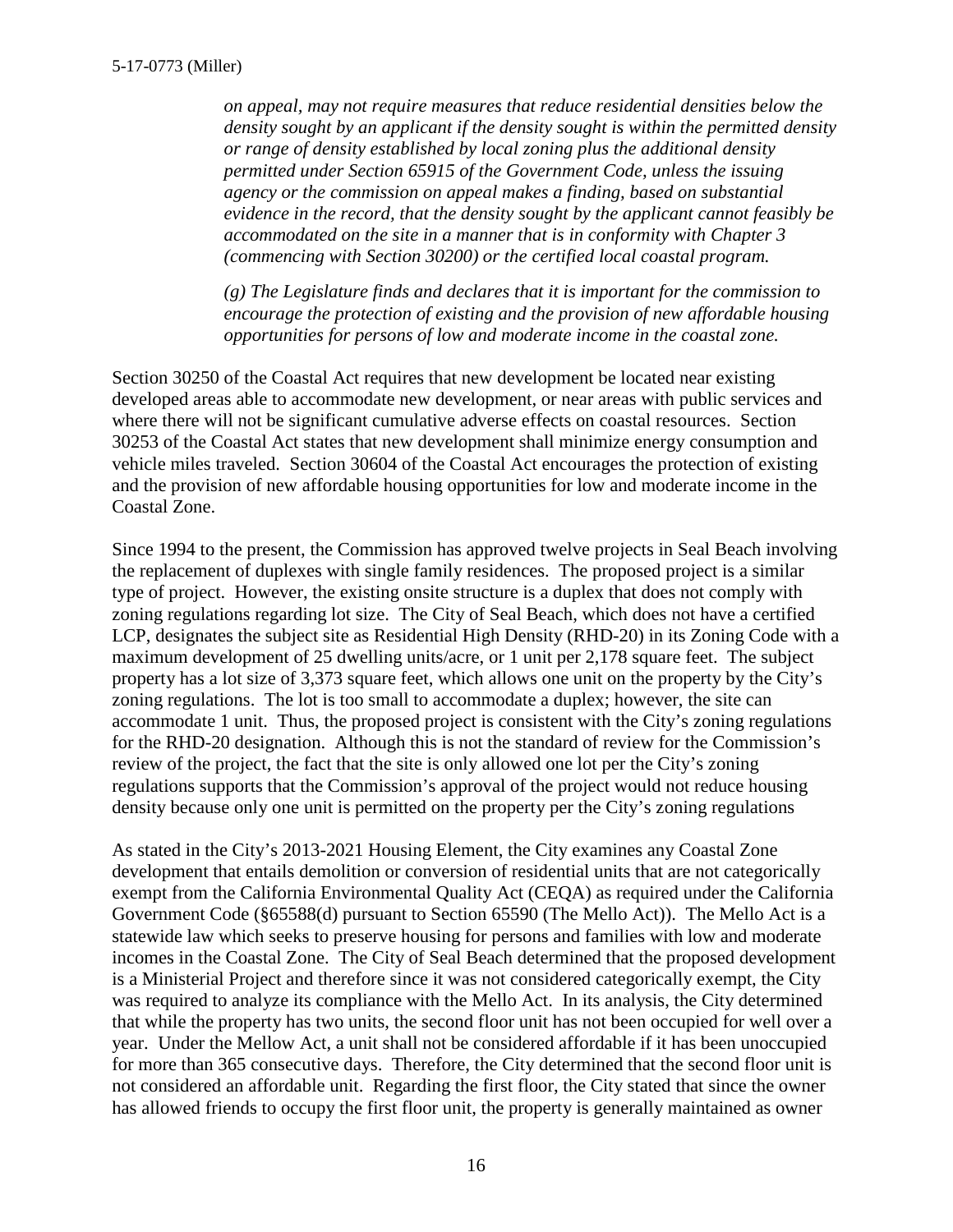*on appeal, may not require measures that reduce residential densities below the density sought by an applicant if the density sought is within the permitted density or range of density established by local zoning plus the additional density permitted under Section 65915 of the Government Code, unless the issuing agency or the commission on appeal makes a finding, based on substantial evidence in the record, that the density sought by the applicant cannot feasibly be accommodated on the site in a manner that is in conformity with Chapter 3 (commencing with Section 30200) or the certified local coastal program.*

*(g) The Legislature finds and declares that it is important for the commission to encourage the protection of existing and the provision of new affordable housing opportunities for persons of low and moderate income in the coastal zone.*

Section 30250 of the Coastal Act requires that new development be located near existing developed areas able to accommodate new development, or near areas with public services and where there will not be significant cumulative adverse effects on coastal resources. Section 30253 of the Coastal Act states that new development shall minimize energy consumption and vehicle miles traveled. Section 30604 of the Coastal Act encourages the protection of existing and the provision of new affordable housing opportunities for low and moderate income in the Coastal Zone.

Since 1994 to the present, the Commission has approved twelve projects in Seal Beach involving the replacement of duplexes with single family residences. The proposed project is a similar type of project. However, the existing onsite structure is a duplex that does not comply with zoning regulations regarding lot size. The City of Seal Beach, which does not have a certified LCP, designates the subject site as Residential High Density (RHD-20) in its Zoning Code with a maximum development of 25 dwelling units/acre, or 1 unit per 2,178 square feet. The subject property has a lot size of 3,373 square feet, which allows one unit on the property by the City's zoning regulations. The lot is too small to accommodate a duplex; however, the site can accommodate 1 unit. Thus, the proposed project is consistent with the City's zoning regulations for the RHD-20 designation. Although this is not the standard of review for the Commission's review of the project, the fact that the site is only allowed one lot per the City's zoning regulations supports that the Commission's approval of the project would not reduce housing density because only one unit is permitted on the property per the City's zoning regulations

As stated in the City's 2013-2021 Housing Element, the City examines any Coastal Zone development that entails demolition or conversion of residential units that are not categorically exempt from the California Environmental Quality Act (CEQA) as required under the California Government Code (§65588(d) pursuant to Section 65590 (The Mello Act)). The Mello Act is a statewide law which seeks to preserve housing for persons and families with low and moderate incomes in the Coastal Zone. The City of Seal Beach determined that the proposed development is a Ministerial Project and therefore since it was not considered categorically exempt, the City was required to analyze its compliance with the Mello Act. In its analysis, the City determined that while the property has two units, the second floor unit has not been occupied for well over a year. Under the Mellow Act, a unit shall not be considered affordable if it has been unoccupied for more than 365 consecutive days. Therefore, the City determined that the second floor unit is not considered an affordable unit. Regarding the first floor, the City stated that since the owner has allowed friends to occupy the first floor unit, the property is generally maintained as owner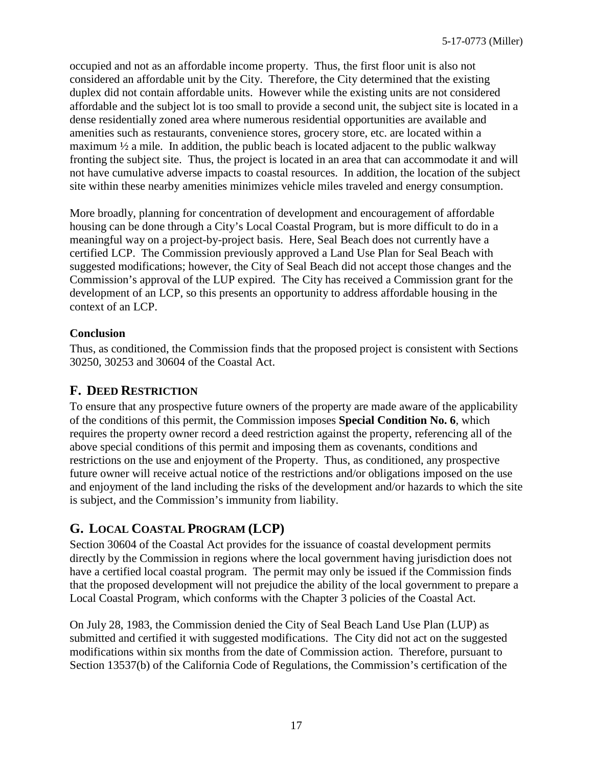occupied and not as an affordable income property. Thus, the first floor unit is also not considered an affordable unit by the City. Therefore, the City determined that the existing duplex did not contain affordable units. However while the existing units are not considered affordable and the subject lot is too small to provide a second unit, the subject site is located in a dense residentially zoned area where numerous residential opportunities are available and amenities such as restaurants, convenience stores, grocery store, etc. are located within a maximum ½ a mile. In addition, the public beach is located adjacent to the public walkway fronting the subject site. Thus, the project is located in an area that can accommodate it and will not have cumulative adverse impacts to coastal resources. In addition, the location of the subject site within these nearby amenities minimizes vehicle miles traveled and energy consumption.

More broadly, planning for concentration of development and encouragement of affordable housing can be done through a City's Local Coastal Program, but is more difficult to do in a meaningful way on a project-by-project basis. Here, Seal Beach does not currently have a certified LCP. The Commission previously approved a Land Use Plan for Seal Beach with suggested modifications; however, the City of Seal Beach did not accept those changes and the Commission's approval of the LUP expired. The City has received a Commission grant for the development of an LCP, so this presents an opportunity to address affordable housing in the context of an LCP.

**Conclusion**

Thus, as conditioned, the Commission finds that the proposed project is consistent with Sections 30250, 30253 and 30604 of the Coastal Act.

## F. DEED RESTRICTION

To ensure that any prospective future owners of the property are made aware of the applicability of the conditions of this permit, the Commission imposes **Special Condition No. 6**, which requires the property owner record a deed restriction against the property, referencing all of the above special conditions of this permit and imposing them as covenants, conditions and restrictions on the use and enjoyment of the Property. Thus, as conditioned, any prospective future owner will receive actual notice of the restrictions and/or obligations imposed on the use and enjoyment of the land including the risks of the development and/or hazards to which the site is subject, and the Commission's immunity from liability.

## G. LOCAL COASTAL PROGRAM (LCP)

Section 30604 of the Coastal Act provides for the issuance of coastal development permits directly by the Commission in regions where the local government having jurisdiction does not have a certified local coastal program. The permit may only be issued if the Commission finds that the proposed development will not prejudice the ability of the local government to prepare a Local Coastal Program, which conforms with the Chapter 3 policies of the Coastal Act.

On July 28, 1983, the Commission denied the City of Seal Beach Land Use Plan (LUP) as submitted and certified it with suggested modifications. The City did not act on the suggested modifications within six months from the date of Commission action. Therefore, pursuant to Section 13537(b) of the California Code of Regulations, the Commission's certification of the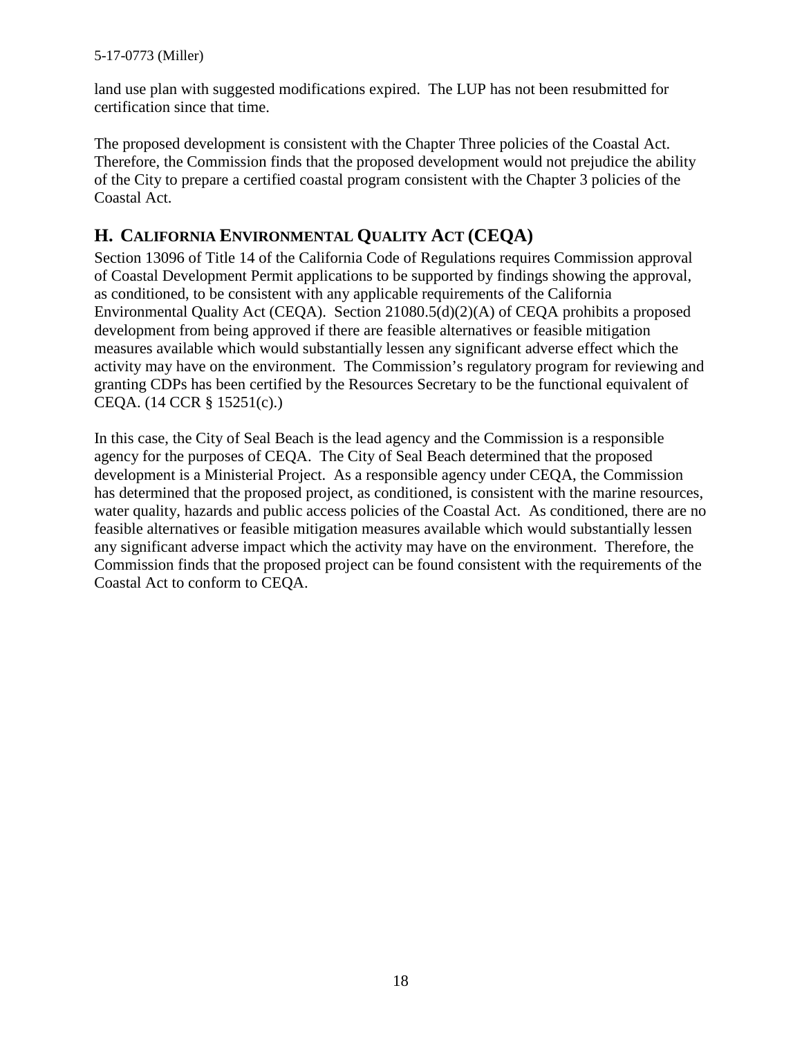land use plan with suggested modifications expired. The LUP has not been resubmitted for certification since that time.

The proposed development is consistent with the Chapter Three policies of the Coastal Act. Therefore, the Commission finds that the proposed development would not prejudice the ability of the City to prepare a certified coastal program consistent with the Chapter 3 policies of the Coastal Act.

## H. CALIFORNIA ENVIRONMENTAL QUALITY ACT (CEQA)

Section 13096 of Title 14 of the California Code of Regulations requires Commission approval of Coastal Development Permit applications to be supported by findings showing the approval, as conditioned, to be consistent with any applicable requirements of the California Environmental Quality Act (CEQA). Section 21080.5(d)(2)(A) of CEQA prohibits a proposed development from being approved if there are feasible alternatives or feasible mitigation measures available which would substantially lessen any significant adverse effect which the activity may have on the environment. The Commission's regulatory program for reviewing and granting CDPs has been certified by the Resources Secretary to be the functional equivalent of CEQA. (14 CCR § 15251(c).)

In this case, the City of Seal Beach is the lead agency and the Commission is a responsible agency for the purposes of CEQA. The City of Seal Beach determined that the proposed development is a Ministerial Project. As a responsible agency under CEQA, the Commission has determined that the proposed project, as conditioned, is consistent with the marine resources, water quality, hazards and public access policies of the Coastal Act. As conditioned, there are no feasible alternatives or feasible mitigation measures available which would substantially lessen any significant adverse impact which the activity may have on the environment. Therefore, the Commission finds that the proposed project can be found consistent with the requirements of the Coastal Act to conform to CEQA.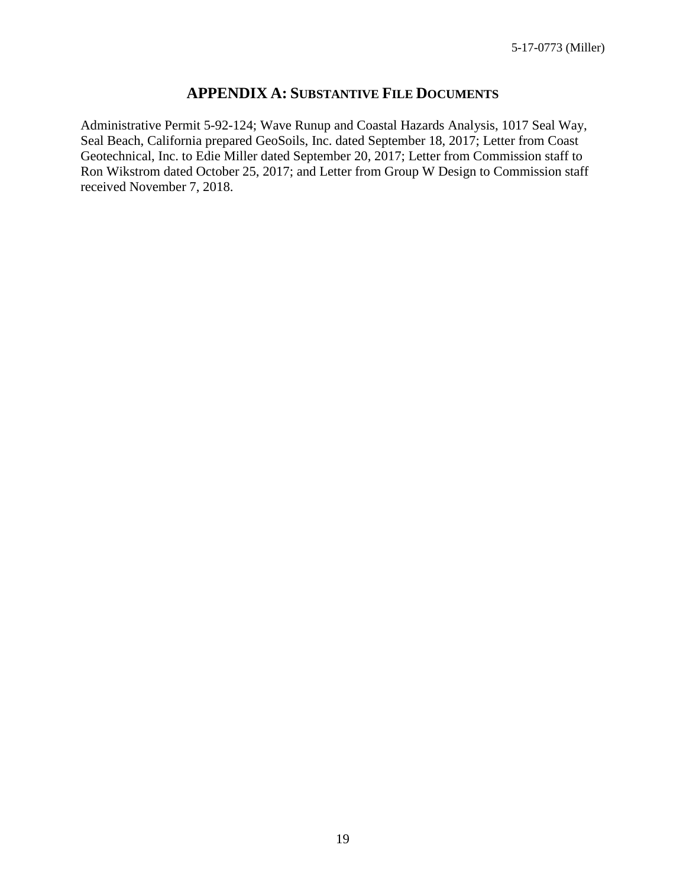## APPENDIX A: SUBSTANTIVE FILE DOCUMENTS

Administrative Permit 5-92-124; Wave Runup and Coastal Hazards Analysis, 1017 Seal Way, Seal Beach, California prepared GeoSoils, Inc. dated September 18, 2017; Letter from Coast Geotechnical, Inc. to Edie Miller dated September 20, 2017; Letter from Commission staff to Ron Wikstrom dated October 25, 2017; and Letter from Group W Design to Commission staff received November 7, 2018.